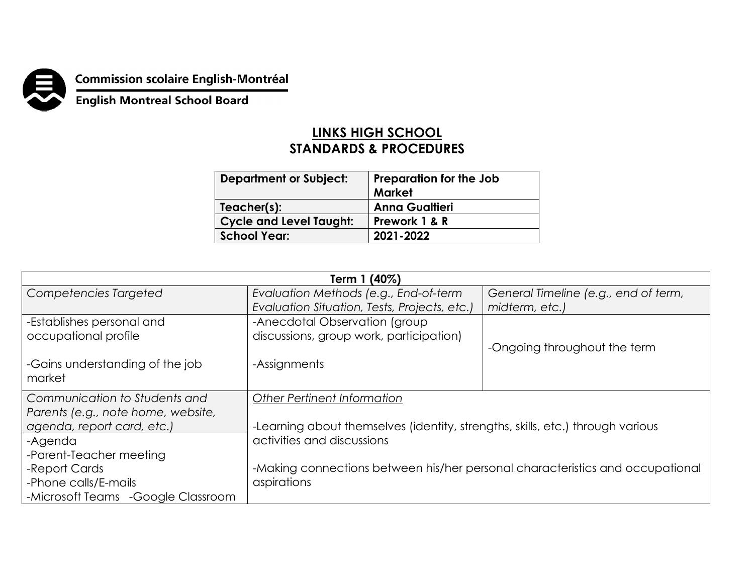Commission scolaire English-Montréal

English Montreal School Board

# LINKS HIGH SCHOOL
## STANDARDS & PROCEDURES

| **Department or Subject:** | **Preparation for the Job Market** |
|---|---|
| **Teacher(s):** | **Anna Gualtieri** |
| **Cycle and Level Taught:** | **Prework 1 & R** |
| **School Year:** | **2021-2022** |

| **Term 1 (40%)** | | |
|---|---|---|
| *Competencies Targeted* | *Evaluation Methods (e.g., End-of-term Evaluation Situation, Tests, Projects, etc.)* | *General Timeline (e.g., end of term, midterm, etc.)* |
| -Establishes personal and occupational profile<br><br>-Gains understanding of the job market | -Anecdotal Observation (group discussions, group work, participation)<br><br>-Assignments | -Ongoing throughout the term |
| *Communication to Students and Parents (e.g., note home, website, agenda, report card, etc.)* | *<u>Other Pertinent Information</u>* | |
| -Agenda<br>-Parent-Teacher meeting<br>-Report Cards<br>-Phone calls/E-mails<br>-Microsoft Teams -Google Classroom | -Learning about themselves (identity, strengths, skills, etc.) through various activities and discussions<br><br>-Making connections between his/her personal characteristics and occupational aspirations | |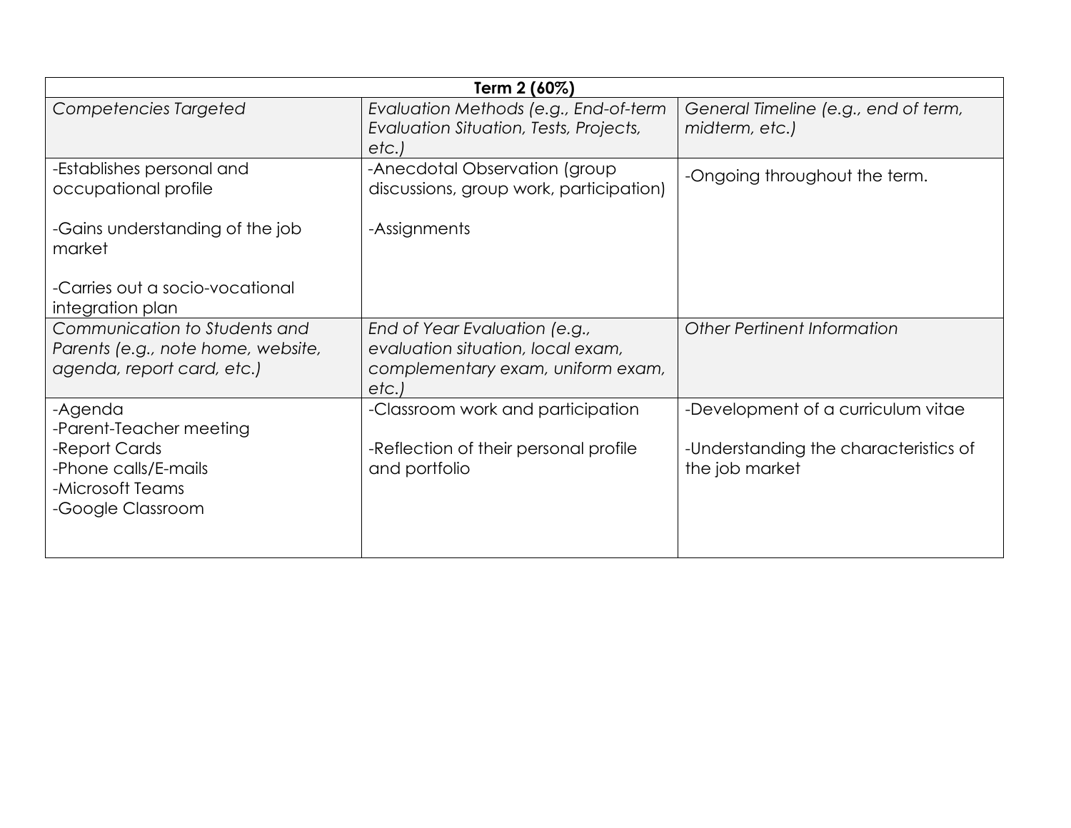| Term 2 (60%) | | |
|---|---|---|
| *Competencies Targeted* | *Evaluation Methods (e.g., End-of-term Evaluation Situation, Tests, Projects, etc.)* | *General Timeline (e.g., end of term, midterm, etc.)* |
| -Establishes personal and occupational profile<br><br>-Gains understanding of the job market<br><br>-Carries out a socio-vocational integration plan | -Anecdotal Observation (group discussions, group work, participation)<br><br>-Assignments | -Ongoing throughout the term. |
| *Communication to Students and Parents (e.g., note home, website, agenda, report card, etc.)* | *End of Year Evaluation (e.g., evaluation situation, local exam, complementary exam, uniform exam, etc.)* | *Other Pertinent Information* |
| -Agenda<br>-Parent-Teacher meeting<br>-Report Cards<br>-Phone calls/E-mails<br>-Microsoft Teams<br>-Google Classroom | -Classroom work and participation<br><br>-Reflection of their personal profile and portfolio | -Development of a curriculum vitae<br><br>-Understanding the characteristics of the job market |